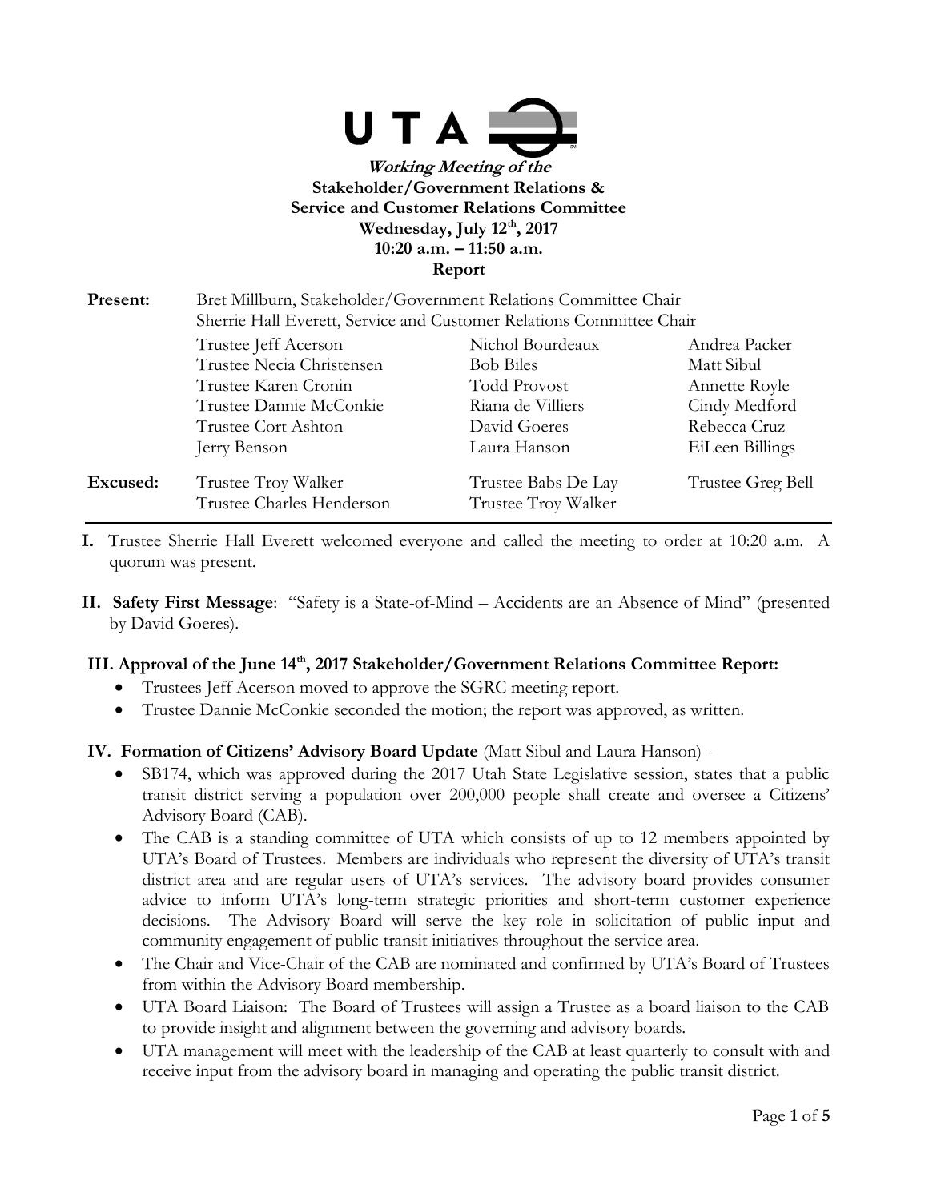**UTA**

***Working Meeting of the***
**Stakeholder/Government Relations &**
**Service and Customer Relations Committee**
**Wednesday, July 12th, 2017**
**10:20 a.m. – 11:50 a.m.**
**Report**

| | | | |
|---|---|---|---|
| **Present:** | Bret Millburn, Stakeholder/Government Relations Committee Chair | | |
| | Sherrie Hall Everett, Service and Customer Relations Committee Chair | | |
| | Trustee Jeff Acerson | Nichol Bourdeaux | Andrea Packer |
| | Trustee Necia Christensen | Bob Biles | Matt Sibul |
| | Trustee Karen Cronin | Todd Provost | Annette Royle |
| | Trustee Dannie McConkie | Riana de Villiers | Cindy Medford |
| | Trustee Cort Ashton | David Goeres | Rebecca Cruz |
| | Jerry Benson | Laura Hanson | EiLeen Billings |
| **Excused:** | Trustee Troy Walker | Trustee Babs De Lay | Trustee Greg Bell |
| | Trustee Charles Henderson | Trustee Troy Walker | |

**I.** Trustee Sherrie Hall Everett welcomed everyone and called the meeting to order at 10:20 a.m. A quorum was present.

**II. Safety First Message**: "Safety is a State-of-Mind – Accidents are an Absence of Mind" (presented by David Goeres).

**III. Approval of the June 14th, 2017 Stakeholder/Government Relations Committee Report:**

- Trustees Jeff Acerson moved to approve the SGRC meeting report.
- Trustee Dannie McConkie seconded the motion; the report was approved, as written.

**IV. Formation of Citizens' Advisory Board Update** (Matt Sibul and Laura Hanson) -

- SB174, which was approved during the 2017 Utah State Legislative session, states that a public transit district serving a population over 200,000 people shall create and oversee a Citizens' Advisory Board (CAB).
- The CAB is a standing committee of UTA which consists of up to 12 members appointed by UTA's Board of Trustees. Members are individuals who represent the diversity of UTA's transit district area and are regular users of UTA's services. The advisory board provides consumer advice to inform UTA's long-term strategic priorities and short-term customer experience decisions. The Advisory Board will serve the key role in solicitation of public input and community engagement of public transit initiatives throughout the service area.
- The Chair and Vice-Chair of the CAB are nominated and confirmed by UTA's Board of Trustees from within the Advisory Board membership.
- UTA Board Liaison: The Board of Trustees will assign a Trustee as a board liaison to the CAB to provide insight and alignment between the governing and advisory boards.
- UTA management will meet with the leadership of the CAB at least quarterly to consult with and receive input from the advisory board in managing and operating the public transit district.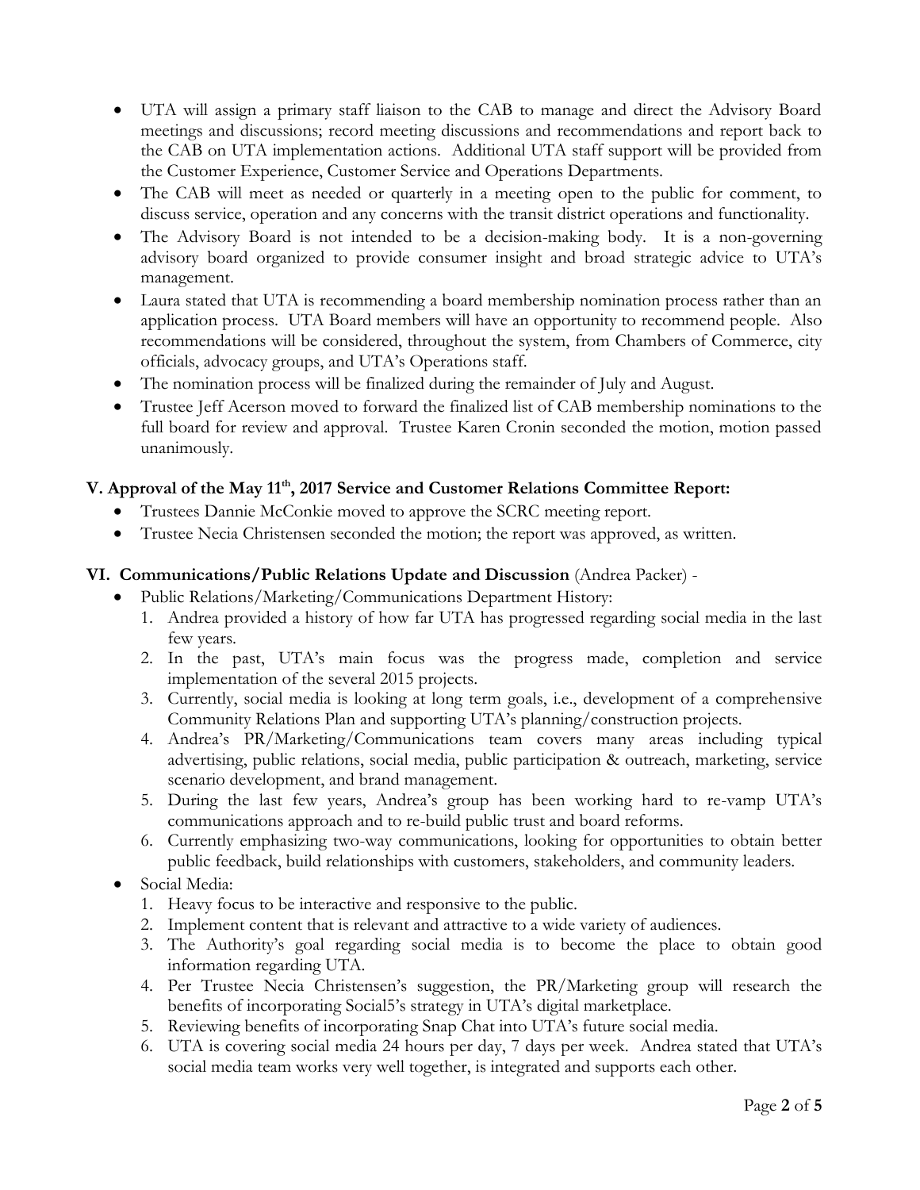- UTA will assign a primary staff liaison to the CAB to manage and direct the Advisory Board meetings and discussions; record meeting discussions and recommendations and report back to the CAB on UTA implementation actions. Additional UTA staff support will be provided from the Customer Experience, Customer Service and Operations Departments.
- The CAB will meet as needed or quarterly in a meeting open to the public for comment, to discuss service, operation and any concerns with the transit district operations and functionality.
- The Advisory Board is not intended to be a decision-making body. It is a non-governing advisory board organized to provide consumer insight and broad strategic advice to UTA's management.
- Laura stated that UTA is recommending a board membership nomination process rather than an application process. UTA Board members will have an opportunity to recommend people. Also recommendations will be considered, throughout the system, from Chambers of Commerce, city officials, advocacy groups, and UTA's Operations staff.
- The nomination process will be finalized during the remainder of July and August.
- Trustee Jeff Acerson moved to forward the finalized list of CAB membership nominations to the full board for review and approval. Trustee Karen Cronin seconded the motion, motion passed unanimously.

### V. Approval of the May 11th, 2017 Service and Customer Relations Committee Report:

- Trustees Dannie McConkie moved to approve the SCRC meeting report.
- Trustee Necia Christensen seconded the motion; the report was approved, as written.

### VI. Communications/Public Relations Update and Discussion (Andrea Packer) -

- Public Relations/Marketing/Communications Department History:
  1. Andrea provided a history of how far UTA has progressed regarding social media in the last few years.
  2. In the past, UTA's main focus was the progress made, completion and service implementation of the several 2015 projects.
  3. Currently, social media is looking at long term goals, i.e., development of a comprehensive Community Relations Plan and supporting UTA's planning/construction projects.
  4. Andrea's PR/Marketing/Communications team covers many areas including typical advertising, public relations, social media, public participation & outreach, marketing, service scenario development, and brand management.
  5. During the last few years, Andrea's group has been working hard to re-vamp UTA's communications approach and to re-build public trust and board reforms.
  6. Currently emphasizing two-way communications, looking for opportunities to obtain better public feedback, build relationships with customers, stakeholders, and community leaders.
- Social Media:
  1. Heavy focus to be interactive and responsive to the public.
  2. Implement content that is relevant and attractive to a wide variety of audiences.
  3. The Authority's goal regarding social media is to become the place to obtain good information regarding UTA.
  4. Per Trustee Necia Christensen's suggestion, the PR/Marketing group will research the benefits of incorporating Social5's strategy in UTA's digital marketplace.
  5. Reviewing benefits of incorporating Snap Chat into UTA's future social media.
  6. UTA is covering social media 24 hours per day, 7 days per week. Andrea stated that UTA's social media team works very well together, is integrated and supports each other.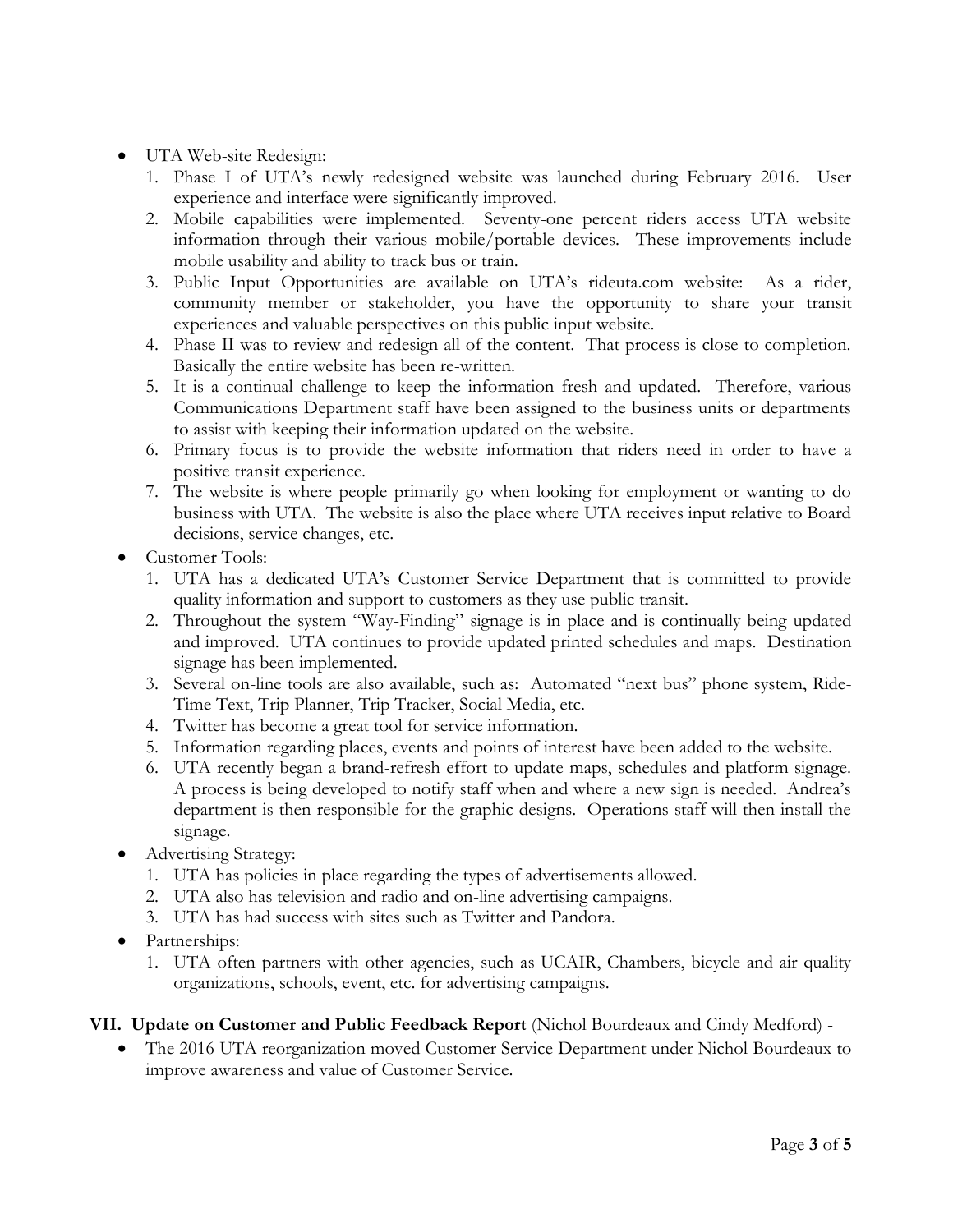- UTA Web-site Redesign:
  1. Phase I of UTA's newly redesigned website was launched during February 2016. User experience and interface were significantly improved.
  2. Mobile capabilities were implemented. Seventy-one percent riders access UTA website information through their various mobile/portable devices. These improvements include mobile usability and ability to track bus or train.
  3. Public Input Opportunities are available on UTA's rideuta.com website: As a rider, community member or stakeholder, you have the opportunity to share your transit experiences and valuable perspectives on this public input website.
  4. Phase II was to review and redesign all of the content. That process is close to completion. Basically the entire website has been re-written.
  5. It is a continual challenge to keep the information fresh and updated. Therefore, various Communications Department staff have been assigned to the business units or departments to assist with keeping their information updated on the website.
  6. Primary focus is to provide the website information that riders need in order to have a positive transit experience.
  7. The website is where people primarily go when looking for employment or wanting to do business with UTA. The website is also the place where UTA receives input relative to Board decisions, service changes, etc.
- Customer Tools:
  1. UTA has a dedicated UTA's Customer Service Department that is committed to provide quality information and support to customers as they use public transit.
  2. Throughout the system "Way-Finding" signage is in place and is continually being updated and improved. UTA continues to provide updated printed schedules and maps. Destination signage has been implemented.
  3. Several on-line tools are also available, such as: Automated "next bus" phone system, Ride-Time Text, Trip Planner, Trip Tracker, Social Media, etc.
  4. Twitter has become a great tool for service information.
  5. Information regarding places, events and points of interest have been added to the website.
  6. UTA recently began a brand-refresh effort to update maps, schedules and platform signage. A process is being developed to notify staff when and where a new sign is needed. Andrea's department is then responsible for the graphic designs. Operations staff will then install the signage.
- Advertising Strategy:
  1. UTA has policies in place regarding the types of advertisements allowed.
  2. UTA also has television and radio and on-line advertising campaigns.
  3. UTA has had success with sites such as Twitter and Pandora.
- Partnerships:
  1. UTA often partners with other agencies, such as UCAIR, Chambers, bicycle and air quality organizations, schools, event, etc. for advertising campaigns.

**VII. Update on Customer and Public Feedback Report** (Nichol Bourdeaux and Cindy Medford) -

- The 2016 UTA reorganization moved Customer Service Department under Nichol Bourdeaux to improve awareness and value of Customer Service.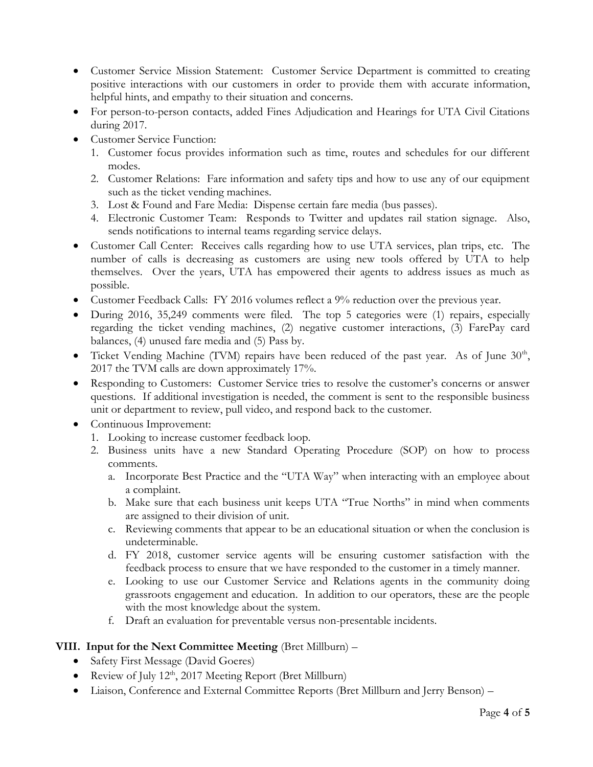- Customer Service Mission Statement: Customer Service Department is committed to creating positive interactions with our customers in order to provide them with accurate information, helpful hints, and empathy to their situation and concerns.
- For person-to-person contacts, added Fines Adjudication and Hearings for UTA Civil Citations during 2017.
- Customer Service Function:
  1. Customer focus provides information such as time, routes and schedules for our different modes.
  2. Customer Relations: Fare information and safety tips and how to use any of our equipment such as the ticket vending machines.
  3. Lost & Found and Fare Media: Dispense certain fare media (bus passes).
  4. Electronic Customer Team: Responds to Twitter and updates rail station signage. Also, sends notifications to internal teams regarding service delays.
- Customer Call Center: Receives calls regarding how to use UTA services, plan trips, etc. The number of calls is decreasing as customers are using new tools offered by UTA to help themselves. Over the years, UTA has empowered their agents to address issues as much as possible.
- Customer Feedback Calls: FY 2016 volumes reflect a 9% reduction over the previous year.
- During 2016, 35,249 comments were filed. The top 5 categories were (1) repairs, especially regarding the ticket vending machines, (2) negative customer interactions, (3) FarePay card balances, (4) unused fare media and (5) Pass by.
- Ticket Vending Machine (TVM) repairs have been reduced of the past year. As of June 30th, 2017 the TVM calls are down approximately 17%.
- Responding to Customers: Customer Service tries to resolve the customer's concerns or answer questions. If additional investigation is needed, the comment is sent to the responsible business unit or department to review, pull video, and respond back to the customer.
- Continuous Improvement:
  1. Looking to increase customer feedback loop.
  2. Business units have a new Standard Operating Procedure (SOP) on how to process comments.
     a. Incorporate Best Practice and the "UTA Way" when interacting with an employee about a complaint.
     b. Make sure that each business unit keeps UTA "True Norths" in mind when comments are assigned to their division of unit.
     c. Reviewing comments that appear to be an educational situation or when the conclusion is undeterminable.
     d. FY 2018, customer service agents will be ensuring customer satisfaction with the feedback process to ensure that we have responded to the customer in a timely manner.
     e. Looking to use our Customer Service and Relations agents in the community doing grassroots engagement and education. In addition to our operators, these are the people with the most knowledge about the system.
     f. Draft an evaluation for preventable versus non-presentable incidents.

### VIII. Input for the Next Committee Meeting (Bret Millburn) –

- Safety First Message (David Goeres)
- Review of July 12th, 2017 Meeting Report (Bret Millburn)
- Liaison, Conference and External Committee Reports (Bret Millburn and Jerry Benson) –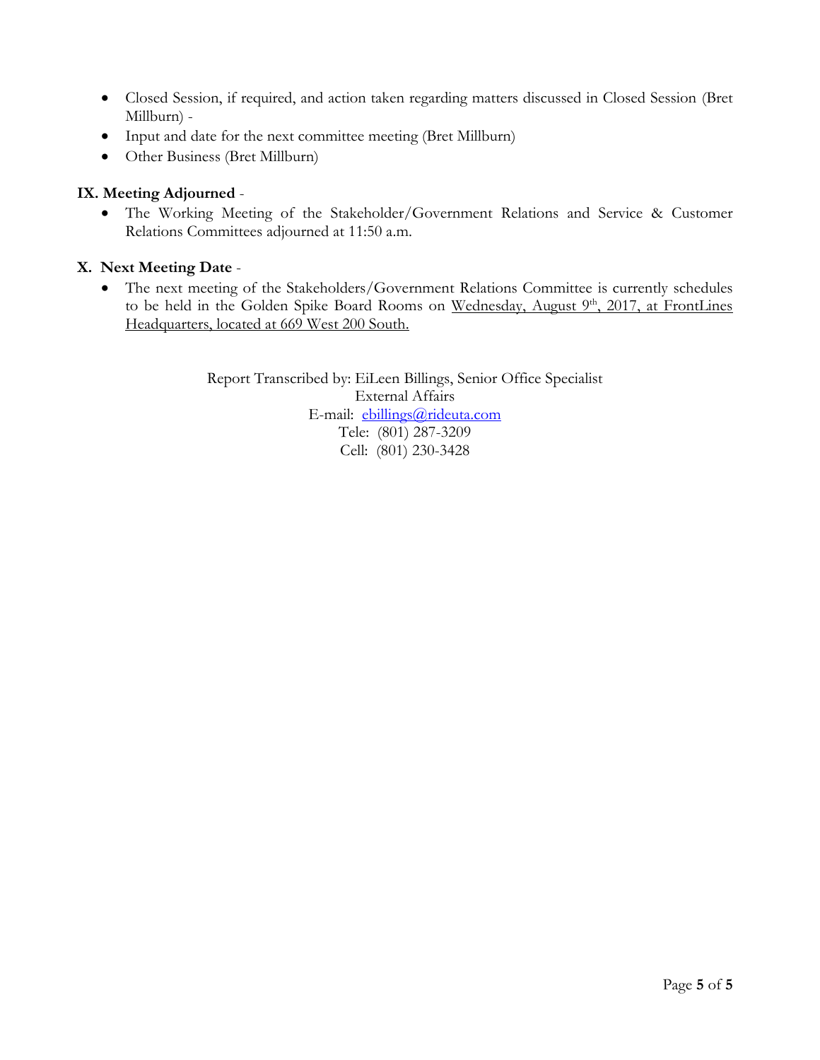- Closed Session, if required, and action taken regarding matters discussed in Closed Session (Bret Millburn) -
- Input and date for the next committee meeting (Bret Millburn)
- Other Business (Bret Millburn)

## IX. Meeting Adjourned -

- The Working Meeting of the Stakeholder/Government Relations and Service & Customer Relations Committees adjourned at 11:50 a.m.

## X. Next Meeting Date -

- The next meeting of the Stakeholders/Government Relations Committee is currently schedules to be held in the Golden Spike Board Rooms on Wednesday, August 9th, 2017, at FrontLines Headquarters, located at 669 West 200 South.

Report Transcribed by: EiLeen Billings, Senior Office Specialist
External Affairs
E-mail: ebillings@rideuta.com
Tele: (801) 287-3209
Cell: (801) 230-3428